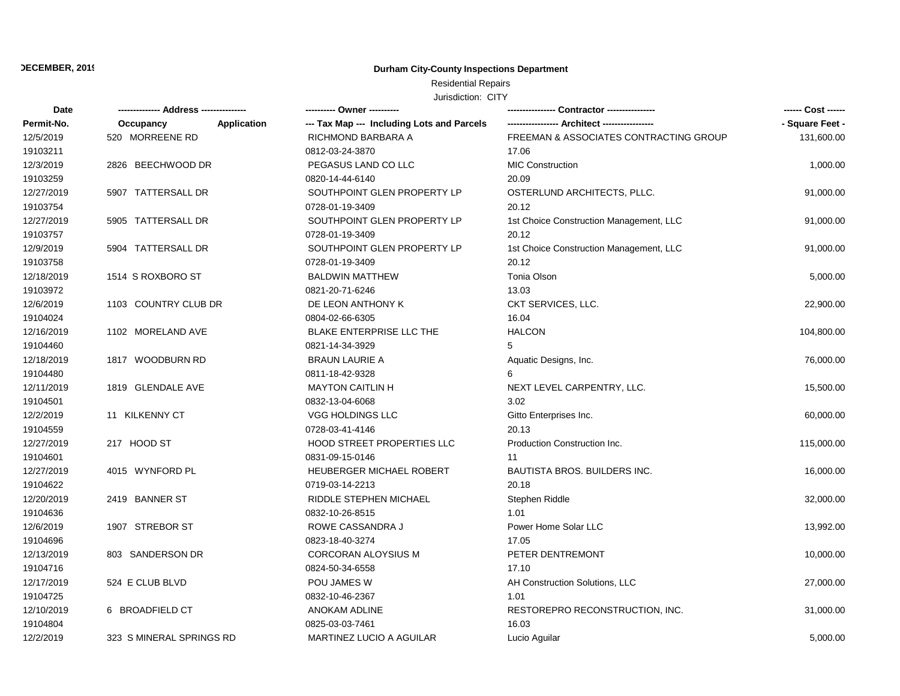DECEMBER, 2019

# Durham City-County Inspections Department

Residential Repairs

Jurisdiction: CITY

| Date<br>Permit-No. | ------------- Address --------------<br>Occupancy Application | ---------- Owner ----------<br>--- Tax Map --- Including Lots and Parcels | ---------------- Contractor ----------------<br>---------------- Architect ---------------- | ------ Cost ------<br>- Square Feet - |
|---|---|---|---|---|
| 12/5/2019 | 520 MORREENE RD | RICHMOND BARBARA A | FREEMAN & ASSOCIATES CONTRACTING GROUP | 131,600.00 |
| 19103211 | | 0812-03-24-3870 | 17.06 | |
| 12/3/2019 | 2826 BEECHWOOD DR | PEGASUS LAND CO LLC | MIC Construction | 1,000.00 |
| 19103259 | | 0820-14-44-6140 | 20.09 | |
| 12/27/2019 | 5907 TATTERSALL DR | SOUTHPOINT GLEN PROPERTY LP | OSTERLUND ARCHITECTS, PLLC. | 91,000.00 |
| 19103754 | | 0728-01-19-3409 | 20.12 | |
| 12/27/2019 | 5905 TATTERSALL DR | SOUTHPOINT GLEN PROPERTY LP | 1st Choice Construction Management, LLC | 91,000.00 |
| 19103757 | | 0728-01-19-3409 | 20.12 | |
| 12/9/2019 | 5904 TATTERSALL DR | SOUTHPOINT GLEN PROPERTY LP | 1st Choice Construction Management, LLC | 91,000.00 |
| 19103758 | | 0728-01-19-3409 | 20.12 | |
| 12/18/2019 | 1514 S ROXBORO ST | BALDWIN MATTHEW | Tonia Olson | 5,000.00 |
| 19103972 | | 0821-20-71-6246 | 13.03 | |
| 12/6/2019 | 1103 COUNTRY CLUB DR | DE LEON ANTHONY K | CKT SERVICES, LLC. | 22,900.00 |
| 19104024 | | 0804-02-66-6305 | 16.04 | |
| 12/16/2019 | 1102 MORELAND AVE | BLAKE ENTERPRISE LLC THE | HALCON | 104,800.00 |
| 19104460 | | 0821-14-34-3929 | 5 | |
| 12/18/2019 | 1817 WOODBURN RD | BRAUN LAURIE A | Aquatic Designs, Inc. | 76,000.00 |
| 19104480 | | 0811-18-42-9328 | 6 | |
| 12/11/2019 | 1819 GLENDALE AVE | MAYTON CAITLIN H | NEXT LEVEL CARPENTRY, LLC. | 15,500.00 |
| 19104501 | | 0832-13-04-6068 | 3.02 | |
| 12/2/2019 | 11 KILKENNY CT | VGG HOLDINGS LLC | Gitto Enterprises Inc. | 60,000.00 |
| 19104559 | | 0728-03-41-4146 | 20.13 | |
| 12/27/2019 | 217 HOOD ST | HOOD STREET PROPERTIES LLC | Production Construction Inc. | 115,000.00 |
| 19104601 | | 0831-09-15-0146 | 11 | |
| 12/27/2019 | 4015 WYNFORD PL | HEUBERGER MICHAEL ROBERT | BAUTISTA BROS. BUILDERS INC. | 16,000.00 |
| 19104622 | | 0719-03-14-2213 | 20.18 | |
| 12/20/2019 | 2419 BANNER ST | RIDDLE STEPHEN MICHAEL | Stephen Riddle | 32,000.00 |
| 19104636 | | 0832-10-26-8515 | 1.01 | |
| 12/6/2019 | 1907 STREBOR ST | ROWE CASSANDRA J | Power Home Solar LLC | 13,992.00 |
| 19104696 | | 0823-18-40-3274 | 17.05 | |
| 12/13/2019 | 803 SANDERSON DR | CORCORAN ALOYSIUS M | PETER DENTREMONT | 10,000.00 |
| 19104716 | | 0824-50-34-6558 | 17.10 | |
| 12/17/2019 | 524 E CLUB BLVD | POU JAMES W | AH Construction Solutions, LLC | 27,000.00 |
| 19104725 | | 0832-10-46-2367 | 1.01 | |
| 12/10/2019 | 6 BROADFIELD CT | ANOKAM ADLINE | RESTOREPRO RECONSTRUCTION, INC. | 31,000.00 |
| 19104804 | | 0825-03-03-7461 | 16.03 | |
| 12/2/2019 | 323 S MINERAL SPRINGS RD | MARTINEZ LUCIO A AGUILAR | Lucio Aguilar | 5,000.00 |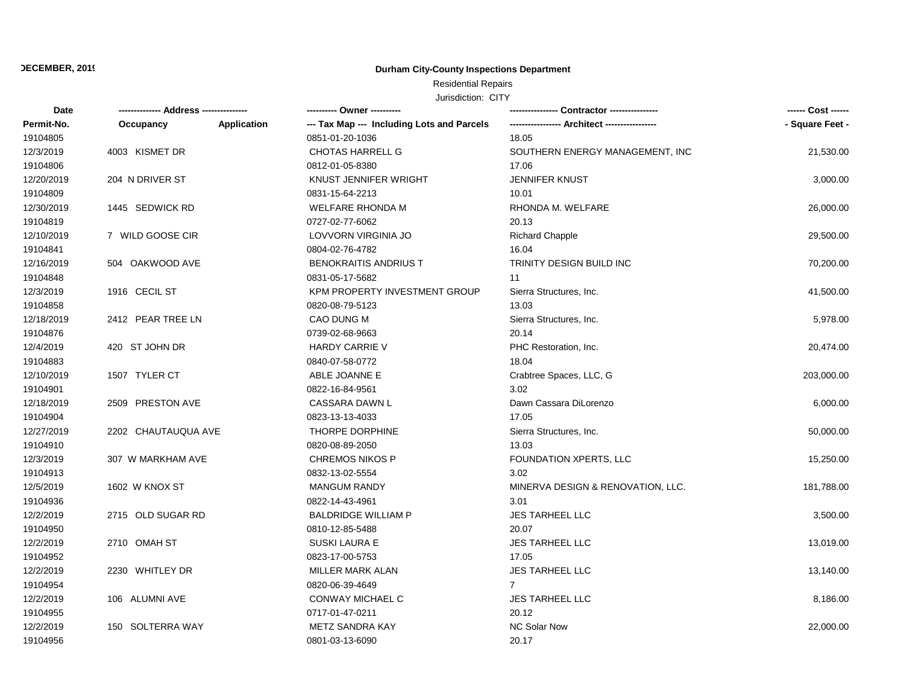DECEMBER, 2019

**Durham City-County Inspections Department**

Residential Repairs

Jurisdiction: CITY

| Date | ------------- Address -------------- | | ---------- Owner ---------- | ---------------- Contractor ---------------- | ------ Cost ------ |
|---|---|---|---|---|---|
| Permit-No. | Occupancy | Application | --- Tax Map --- Including Lots and Parcels | ----------------- Architect ----------------- | - Square Feet - |
| 19104805 | | | 0851-01-20-1036 | 18.05 | |
| 12/3/2019 | 4003 KISMET DR | | CHOTAS HARRELL G | SOUTHERN ENERGY MANAGEMENT, INC | 21,530.00 |
| 19104806 | | | 0812-01-05-8380 | 17.06 | |
| 12/20/2019 | 204 N DRIVER ST | | KNUST JENNIFER WRIGHT | JENNIFER KNUST | 3,000.00 |
| 19104809 | | | 0831-15-64-2213 | 10.01 | |
| 12/30/2019 | 1445 SEDWICK RD | | WELFARE RHONDA M | RHONDA M. WELFARE | 26,000.00 |
| 19104819 | | | 0727-02-77-6062 | 20.13 | |
| 12/10/2019 | 7 WILD GOOSE CIR | | LOVVORN VIRGINIA JO | Richard Chapple | 29,500.00 |
| 19104841 | | | 0804-02-76-4782 | 16.04 | |
| 12/16/2019 | 504 OAKWOOD AVE | | BENOKRAITIS ANDRIUS T | TRINITY DESIGN BUILD INC | 70,200.00 |
| 19104848 | | | 0831-05-17-5682 | 11 | |
| 12/3/2019 | 1916 CECIL ST | | KPM PROPERTY INVESTMENT GROUP | Sierra Structures, Inc. | 41,500.00 |
| 19104858 | | | 0820-08-79-5123 | 13.03 | |
| 12/18/2019 | 2412 PEAR TREE LN | | CAO DUNG M | Sierra Structures, Inc. | 5,978.00 |
| 19104876 | | | 0739-02-68-9663 | 20.14 | |
| 12/4/2019 | 420 ST JOHN DR | | HARDY CARRIE V | PHC Restoration, Inc. | 20,474.00 |
| 19104883 | | | 0840-07-58-0772 | 18.04 | |
| 12/10/2019 | 1507 TYLER CT | | ABLE JOANNE E | Crabtree Spaces, LLC, G | 203,000.00 |
| 19104901 | | | 0822-16-84-9561 | 3.02 | |
| 12/18/2019 | 2509 PRESTON AVE | | CASSARA DAWN L | Dawn Cassara DiLorenzo | 6,000.00 |
| 19104904 | | | 0823-13-13-4033 | 17.05 | |
| 12/27/2019 | 2202 CHAUTAUQUA AVE | | THORPE DORPHINE | Sierra Structures, Inc. | 50,000.00 |
| 19104910 | | | 0820-08-89-2050 | 13.03 | |
| 12/3/2019 | 307 W MARKHAM AVE | | CHREMOS NIKOS P | FOUNDATION XPERTS, LLC | 15,250.00 |
| 19104913 | | | 0832-13-02-5554 | 3.02 | |
| 12/5/2019 | 1602 W KNOX ST | | MANGUM RANDY | MINERVA DESIGN & RENOVATION, LLC. | 181,788.00 |
| 19104936 | | | 0822-14-43-4961 | 3.01 | |
| 12/2/2019 | 2715 OLD SUGAR RD | | BALDRIDGE WILLIAM P | JES TARHEEL LLC | 3,500.00 |
| 19104950 | | | 0810-12-85-5488 | 20.07 | |
| 12/2/2019 | 2710 OMAH ST | | SUSKI LAURA E | JES TARHEEL LLC | 13,019.00 |
| 19104952 | | | 0823-17-00-5753 | 17.05 | |
| 12/2/2019 | 2230 WHITLEY DR | | MILLER MARK ALAN | JES TARHEEL LLC | 13,140.00 |
| 19104954 | | | 0820-06-39-4649 | 7 | |
| 12/2/2019 | 106 ALUMNI AVE | | CONWAY MICHAEL C | JES TARHEEL LLC | 8,186.00 |
| 19104955 | | | 0717-01-47-0211 | 20.12 | |
| 12/2/2019 | 150 SOLTERRA WAY | | METZ SANDRA KAY | NC Solar Now | 22,000.00 |
| 19104956 | | | 0801-03-13-6090 | 20.17 | |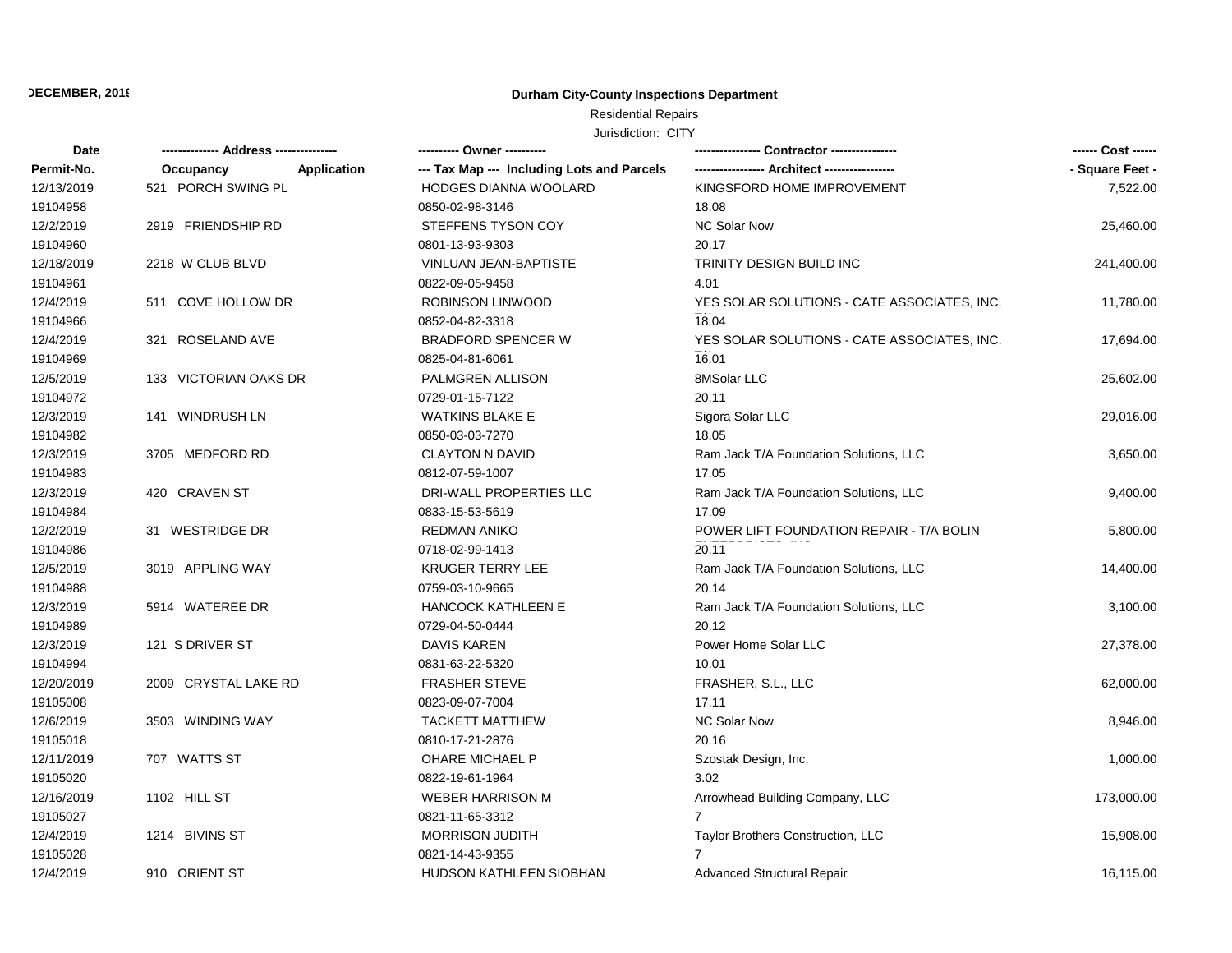DECEMBER, 2019

**Durham City-County Inspections Department**

Residential Repairs

Jurisdiction: CITY

| Date / Permit-No. | Address / Occupancy Application | Owner / Tax Map --- Including Lots and Parcels | Contractor / Architect | Cost / Square Feet |
|---|---|---|---|---|
| 12/13/2019 | 521 PORCH SWING PL | HODGES DIANNA WOOLARD | KINGSFORD HOME IMPROVEMENT | 7,522.00 |
| 19104958 | | 0850-02-98-3146 | 18.08 | |
| 12/2/2019 | 2919 FRIENDSHIP RD | STEFFENS TYSON COY | NC Solar Now | 25,460.00 |
| 19104960 | | 0801-13-93-9303 | 20.17 | |
| 12/18/2019 | 2218 W CLUB BLVD | VINLUAN JEAN-BAPTISTE | TRINITY DESIGN BUILD INC | 241,400.00 |
| 19104961 | | 0822-09-05-9458 | 4.01 | |
| 12/4/2019 | 511 COVE HOLLOW DR | ROBINSON LINWOOD | YES SOLAR SOLUTIONS - CATE ASSOCIATES, INC. | 11,780.00 |
| 19104966 | | 0852-04-82-3318 | 18.04 | |
| 12/4/2019 | 321 ROSELAND AVE | BRADFORD SPENCER W | YES SOLAR SOLUTIONS - CATE ASSOCIATES, INC. | 17,694.00 |
| 19104969 | | 0825-04-81-6061 | 16.01 | |
| 12/5/2019 | 133 VICTORIAN OAKS DR | PALMGREN ALLISON | 8MSolar LLC | 25,602.00 |
| 19104972 | | 0729-01-15-7122 | 20.11 | |
| 12/3/2019 | 141 WINDRUSH LN | WATKINS BLAKE E | Sigora Solar LLC | 29,016.00 |
| 19104982 | | 0850-03-03-7270 | 18.05 | |
| 12/3/2019 | 3705 MEDFORD RD | CLAYTON N DAVID | Ram Jack T/A Foundation Solutions, LLC | 3,650.00 |
| 19104983 | | 0812-07-59-1007 | 17.05 | |
| 12/3/2019 | 420 CRAVEN ST | DRI-WALL PROPERTIES LLC | Ram Jack T/A Foundation Solutions, LLC | 9,400.00 |
| 19104984 | | 0833-15-53-5619 | 17.09 | |
| 12/2/2019 | 31 WESTRIDGE DR | REDMAN ANIKO | POWER LIFT FOUNDATION REPAIR - T/A BOLIN | 5,800.00 |
| 19104986 | | 0718-02-99-1413 | 20.11 | |
| 12/5/2019 | 3019 APPLING WAY | KRUGER TERRY LEE | Ram Jack T/A Foundation Solutions, LLC | 14,400.00 |
| 19104988 | | 0759-03-10-9665 | 20.14 | |
| 12/3/2019 | 5914 WATEREE DR | HANCOCK KATHLEEN E | Ram Jack T/A Foundation Solutions, LLC | 3,100.00 |
| 19104989 | | 0729-04-50-0444 | 20.12 | |
| 12/3/2019 | 121 S DRIVER ST | DAVIS KAREN | Power Home Solar LLC | 27,378.00 |
| 19104994 | | 0831-63-22-5320 | 10.01 | |
| 12/20/2019 | 2009 CRYSTAL LAKE RD | FRASHER STEVE | FRASHER, S.L., LLC | 62,000.00 |
| 19105008 | | 0823-09-07-7004 | 17.11 | |
| 12/6/2019 | 3503 WINDING WAY | TACKETT MATTHEW | NC Solar Now | 8,946.00 |
| 19105018 | | 0810-17-21-2876 | 20.16 | |
| 12/11/2019 | 707 WATTS ST | OHARE MICHAEL P | Szostak Design, Inc. | 1,000.00 |
| 19105020 | | 0822-19-61-1964 | 3.02 | |
| 12/16/2019 | 1102 HILL ST | WEBER HARRISON M | Arrowhead Building Company, LLC | 173,000.00 |
| 19105027 | | 0821-11-65-3312 | 7 | |
| 12/4/2019 | 1214 BIVINS ST | MORRISON JUDITH | Taylor Brothers Construction, LLC | 15,908.00 |
| 19105028 | | 0821-14-43-9355 | 7 | |
| 12/4/2019 | 910 ORIENT ST | HUDSON KATHLEEN SIOBHAN | Advanced Structural Repair | 16,115.00 |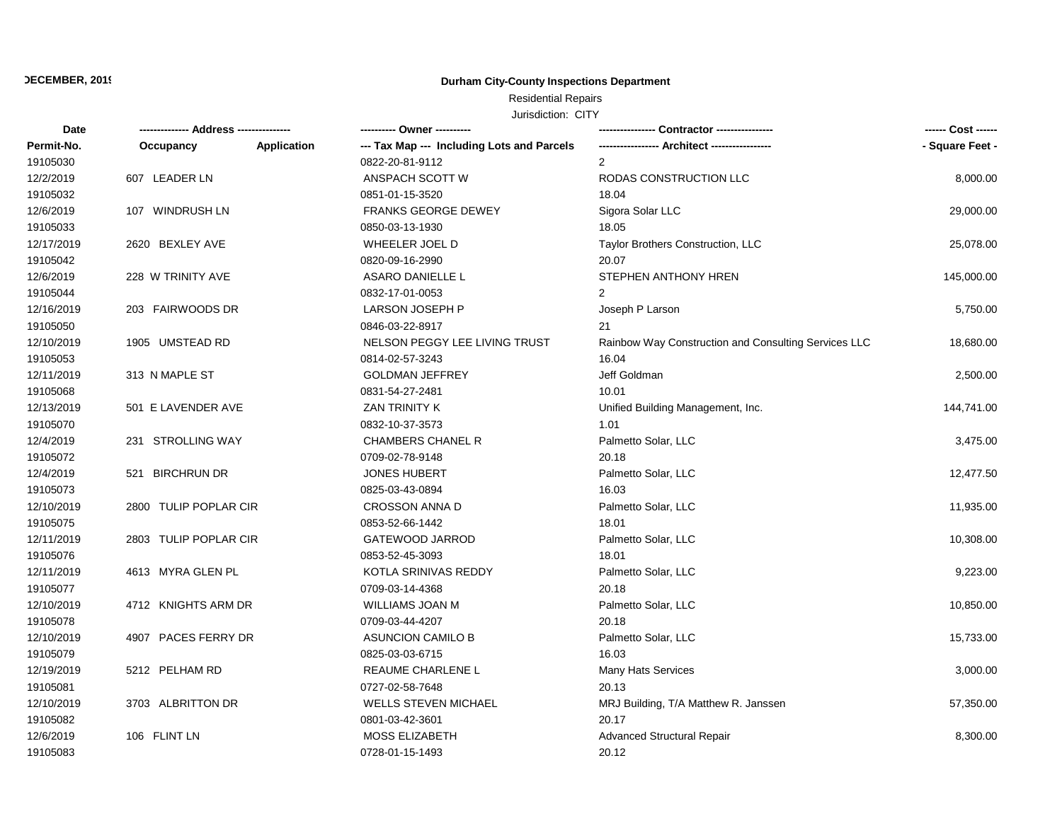DECEMBER, 2019

**Durham City-County Inspections Department**

Residential Repairs

Jurisdiction: CITY

| Date / Permit-No. | Address / Occupancy | Application | Owner / Tax Map --- Including Lots and Parcels | Contractor / Architect | Cost / Square Feet |
|---|---|---|---|---|---|
| 19105030 | | | 0822-20-81-9112 | 2 | |
| 12/2/2019 | 607 LEADER LN | | ANSPACH SCOTT W | RODAS CONSTRUCTION LLC | 8,000.00 |
| 19105032 | | | 0851-01-15-3520 | 18.04 | |
| 12/6/2019 | 107 WINDRUSH LN | | FRANKS GEORGE DEWEY | Sigora Solar LLC | 29,000.00 |
| 19105033 | | | 0850-03-13-1930 | 18.05 | |
| 12/17/2019 | 2620 BEXLEY AVE | | WHEELER JOEL D | Taylor Brothers Construction, LLC | 25,078.00 |
| 19105042 | | | 0820-09-16-2990 | 20.07 | |
| 12/6/2019 | 228 W TRINITY AVE | | ASARO DANIELLE L | STEPHEN ANTHONY HREN | 145,000.00 |
| 19105044 | | | 0832-17-01-0053 | 2 | |
| 12/16/2019 | 203 FAIRWOODS DR | | LARSON JOSEPH P | Joseph P Larson | 5,750.00 |
| 19105050 | | | 0846-03-22-8917 | 21 | |
| 12/10/2019 | 1905 UMSTEAD RD | | NELSON PEGGY LEE LIVING TRUST | Rainbow Way Construction and Consulting Services LLC | 18,680.00 |
| 19105053 | | | 0814-02-57-3243 | 16.04 | |
| 12/11/2019 | 313 N MAPLE ST | | GOLDMAN JEFFREY | Jeff Goldman | 2,500.00 |
| 19105068 | | | 0831-54-27-2481 | 10.01 | |
| 12/13/2019 | 501 E LAVENDER AVE | | ZAN TRINITY K | Unified Building Management, Inc. | 144,741.00 |
| 19105070 | | | 0832-10-37-3573 | 1.01 | |
| 12/4/2019 | 231 STROLLING WAY | | CHAMBERS CHANEL R | Palmetto Solar, LLC | 3,475.00 |
| 19105072 | | | 0709-02-78-9148 | 20.18 | |
| 12/4/2019 | 521 BIRCHRUN DR | | JONES HUBERT | Palmetto Solar, LLC | 12,477.50 |
| 19105073 | | | 0825-03-43-0894 | 16.03 | |
| 12/10/2019 | 2800 TULIP POPLAR CIR | | CROSSON ANNA D | Palmetto Solar, LLC | 11,935.00 |
| 19105075 | | | 0853-52-66-1442 | 18.01 | |
| 12/11/2019 | 2803 TULIP POPLAR CIR | | GATEWOOD JARROD | Palmetto Solar, LLC | 10,308.00 |
| 19105076 | | | 0853-52-45-3093 | 18.01 | |
| 12/11/2019 | 4613 MYRA GLEN PL | | KOTLA SRINIVAS REDDY | Palmetto Solar, LLC | 9,223.00 |
| 19105077 | | | 0709-03-14-4368 | 20.18 | |
| 12/10/2019 | 4712 KNIGHTS ARM DR | | WILLIAMS JOAN M | Palmetto Solar, LLC | 10,850.00 |
| 19105078 | | | 0709-03-44-4207 | 20.18 | |
| 12/10/2019 | 4907 PACES FERRY DR | | ASUNCION CAMILO B | Palmetto Solar, LLC | 15,733.00 |
| 19105079 | | | 0825-03-03-6715 | 16.03 | |
| 12/19/2019 | 5212 PELHAM RD | | REAUME CHARLENE L | Many Hats Services | 3,000.00 |
| 19105081 | | | 0727-02-58-7648 | 20.13 | |
| 12/10/2019 | 3703 ALBRITTON DR | | WELLS STEVEN MICHAEL | MRJ Building, T/A Matthew R. Janssen | 57,350.00 |
| 19105082 | | | 0801-03-42-3601 | 20.17 | |
| 12/6/2019 | 106 FLINT LN | | MOSS ELIZABETH | Advanced Structural Repair | 8,300.00 |
| 19105083 | | | 0728-01-15-1493 | 20.12 | |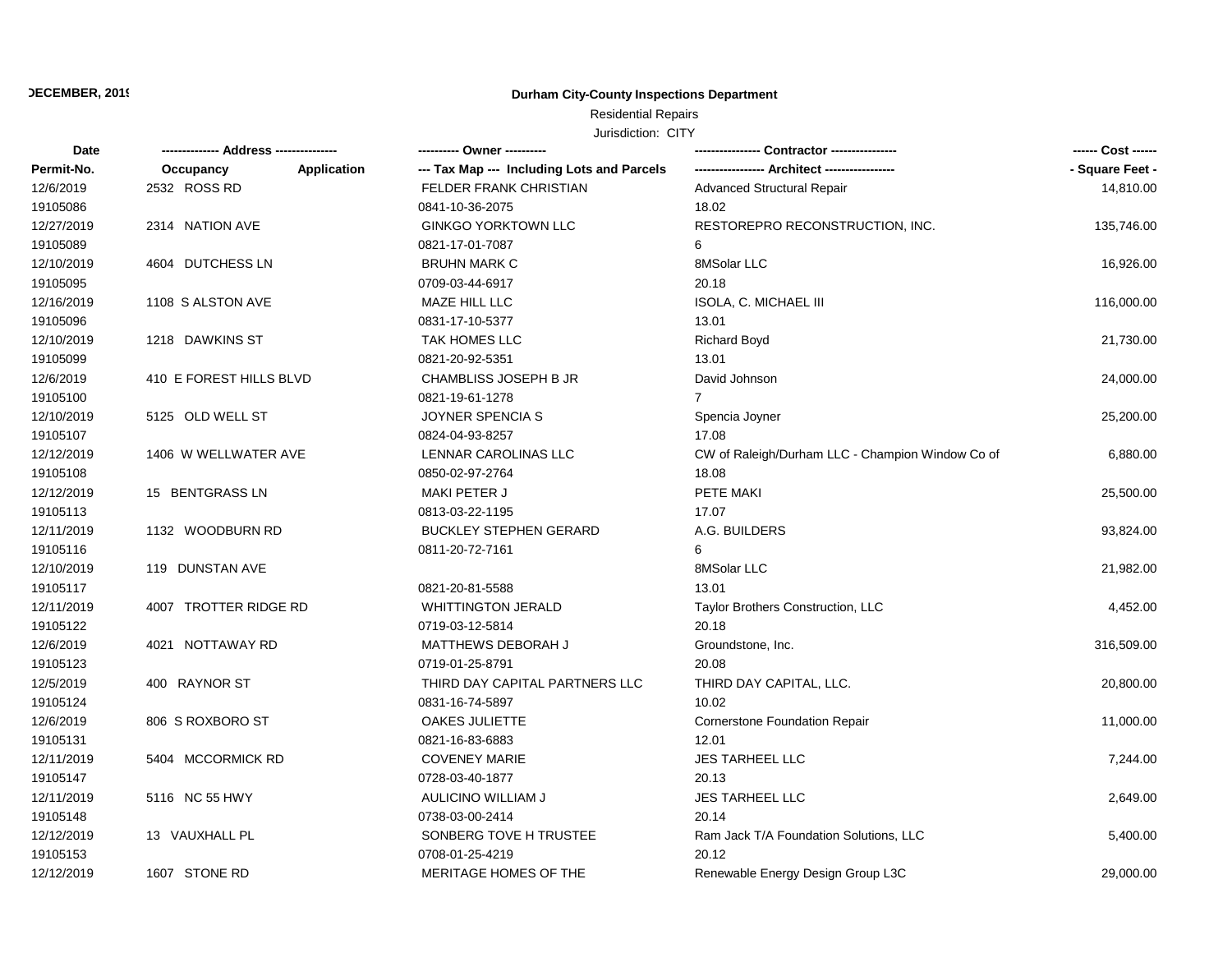DECEMBER, 2019

# Durham City-County Inspections Department

Residential Repairs

Jurisdiction: CITY

| Date / Permit-No. | Address / Occupancy | Application | Owner / Tax Map --- Including Lots and Parcels | Contractor / Architect | Cost / Square Feet |
|---|---|---|---|---|---|
| 12/6/2019 | 2532 ROSS RD | | FELDER FRANK CHRISTIAN | Advanced Structural Repair | 14,810.00 |
| 19105086 | | | 0841-10-36-2075 | 18.02 | |
| 12/27/2019 | 2314 NATION AVE | | GINKGO YORKTOWN LLC | RESTOREPRO RECONSTRUCTION, INC. | 135,746.00 |
| 19105089 | | | 0821-17-01-7087 | 6 | |
| 12/10/2019 | 4604 DUTCHESS LN | | BRUHN MARK C | 8MSolar LLC | 16,926.00 |
| 19105095 | | | 0709-03-44-6917 | 20.18 | |
| 12/16/2019 | 1108 S ALSTON AVE | | MAZE HILL LLC | ISOLA, C. MICHAEL III | 116,000.00 |
| 19105096 | | | 0831-17-10-5377 | 13.01 | |
| 12/10/2019 | 1218 DAWKINS ST | | TAK HOMES LLC | Richard Boyd | 21,730.00 |
| 19105099 | | | 0821-20-92-5351 | 13.01 | |
| 12/6/2019 | 410 E FOREST HILLS BLVD | | CHAMBLISS JOSEPH B JR | David Johnson | 24,000.00 |
| 19105100 | | | 0821-19-61-1278 | 7 | |
| 12/10/2019 | 5125 OLD WELL ST | | JOYNER SPENCIA S | Spencia Joyner | 25,200.00 |
| 19105107 | | | 0824-04-93-8257 | 17.08 | |
| 12/12/2019 | 1406 W WELLWATER AVE | | LENNAR CAROLINAS LLC | CW of Raleigh/Durham LLC - Champion Window Co of | 6,880.00 |
| 19105108 | | | 0850-02-97-2764 | 18.08 | |
| 12/12/2019 | 15 BENTGRASS LN | | MAKI PETER J | PETE MAKI | 25,500.00 |
| 19105113 | | | 0813-03-22-1195 | 17.07 | |
| 12/11/2019 | 1132 WOODBURN RD | | BUCKLEY STEPHEN GERARD | A.G. BUILDERS | 93,824.00 |
| 19105116 | | | 0811-20-72-7161 | 6 | |
| 12/10/2019 | 119 DUNSTAN AVE | | | 8MSolar LLC | 21,982.00 |
| 19105117 | | | 0821-20-81-5588 | 13.01 | |
| 12/11/2019 | 4007 TROTTER RIDGE RD | | WHITTINGTON JERALD | Taylor Brothers Construction, LLC | 4,452.00 |
| 19105122 | | | 0719-03-12-5814 | 20.18 | |
| 12/6/2019 | 4021 NOTTAWAY RD | | MATTHEWS DEBORAH J | Groundstone, Inc. | 316,509.00 |
| 19105123 | | | 0719-01-25-8791 | 20.08 | |
| 12/5/2019 | 400 RAYNOR ST | | THIRD DAY CAPITAL PARTNERS LLC | THIRD DAY CAPITAL, LLC. | 20,800.00 |
| 19105124 | | | 0831-16-74-5897 | 10.02 | |
| 12/6/2019 | 806 S ROXBORO ST | | OAKES JULIETTE | Cornerstone Foundation Repair | 11,000.00 |
| 19105131 | | | 0821-16-83-6883 | 12.01 | |
| 12/11/2019 | 5404 MCCORMICK RD | | COVENEY MARIE | JES TARHEEL LLC | 7,244.00 |
| 19105147 | | | 0728-03-40-1877 | 20.13 | |
| 12/11/2019 | 5116 NC 55 HWY | | AULICINO WILLIAM J | JES TARHEEL LLC | 2,649.00 |
| 19105148 | | | 0738-03-00-2414 | 20.14 | |
| 12/12/2019 | 13 VAUXHALL PL | | SONBERG TOVE H TRUSTEE | Ram Jack T/A Foundation Solutions, LLC | 5,400.00 |
| 19105153 | | | 0708-01-25-4219 | 20.12 | |
| 12/12/2019 | 1607 STONE RD | | MERITAGE HOMES OF THE | Renewable Energy Design Group L3C | 29,000.00 |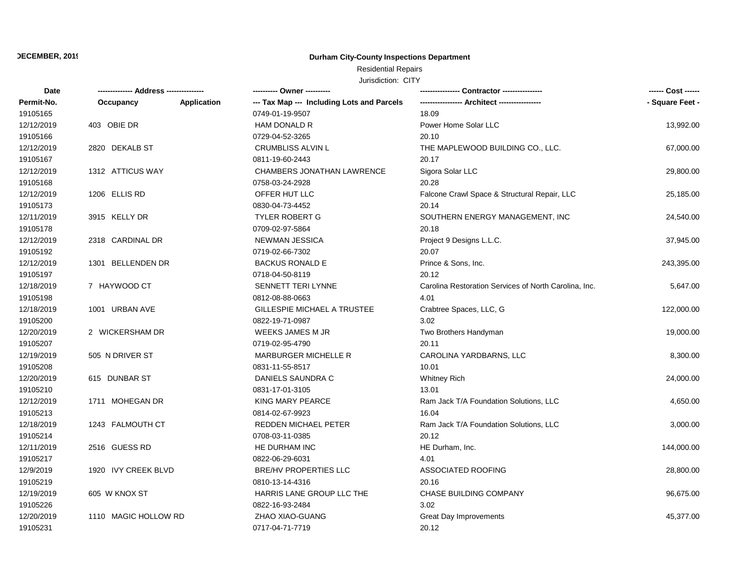DECEMBER, 2019

**Durham City-County Inspections Department**

Residential Repairs

Jurisdiction: CITY

| Date | -------------- Address -------------- | | ---------- Owner ---------- | ---------------- Contractor ---------------- | ------ Cost ------ |
|---|---|---|---|---|---|
| Permit-No. | Occupancy | Application | --- Tax Map --- Including Lots and Parcels | ----------------- Architect ----------------- | - Square Feet - |
| 19105165 | | | 0749-01-19-9507 | 18.09 | |
| 12/12/2019 | 403 OBIE DR | | HAM DONALD R | Power Home Solar LLC | 13,992.00 |
| 19105166 | | | 0729-04-52-3265 | 20.10 | |
| 12/12/2019 | 2820 DEKALB ST | | CRUMBLISS ALVIN L | THE MAPLEWOOD BUILDING CO., LLC. | 67,000.00 |
| 19105167 | | | 0811-19-60-2443 | 20.17 | |
| 12/12/2019 | 1312 ATTICUS WAY | | CHAMBERS JONATHAN LAWRENCE | Sigora Solar LLC | 29,800.00 |
| 19105168 | | | 0758-03-24-2928 | 20.28 | |
| 12/12/2019 | 1206 ELLIS RD | | OFFER HUT LLC | Falcone Crawl Space & Structural Repair, LLC | 25,185.00 |
| 19105173 | | | 0830-04-73-4452 | 20.14 | |
| 12/11/2019 | 3915 KELLY DR | | TYLER ROBERT G | SOUTHERN ENERGY MANAGEMENT, INC | 24,540.00 |
| 19105178 | | | 0709-02-97-5864 | 20.18 | |
| 12/12/2019 | 2318 CARDINAL DR | | NEWMAN JESSICA | Project 9 Designs L.L.C. | 37,945.00 |
| 19105192 | | | 0719-02-66-7302 | 20.07 | |
| 12/12/2019 | 1301 BELLENDEN DR | | BACKUS RONALD E | Prince & Sons, Inc. | 243,395.00 |
| 19105197 | | | 0718-04-50-8119 | 20.12 | |
| 12/18/2019 | 7 HAYWOOD CT | | SENNETT TERI LYNNE | Carolina Restoration Services of North Carolina, Inc. | 5,647.00 |
| 19105198 | | | 0812-08-88-0663 | 4.01 | |
| 12/18/2019 | 1001 URBAN AVE | | GILLESPIE MICHAEL A TRUSTEE | Crabtree Spaces, LLC, G | 122,000.00 |
| 19105200 | | | 0822-19-71-0987 | 3.02 | |
| 12/20/2019 | 2 WICKERSHAM DR | | WEEKS JAMES M JR | Two Brothers Handyman | 19,000.00 |
| 19105207 | | | 0719-02-95-4790 | 20.11 | |
| 12/19/2019 | 505 N DRIVER ST | | MARBURGER MICHELLE R | CAROLINA YARDBARNS, LLC | 8,300.00 |
| 19105208 | | | 0831-11-55-8517 | 10.01 | |
| 12/20/2019 | 615 DUNBAR ST | | DANIELS SAUNDRA C | Whitney Rich | 24,000.00 |
| 19105210 | | | 0831-17-01-3105 | 13.01 | |
| 12/12/2019 | 1711 MOHEGAN DR | | KING MARY PEARCE | Ram Jack T/A Foundation Solutions, LLC | 4,650.00 |
| 19105213 | | | 0814-02-67-9923 | 16.04 | |
| 12/18/2019 | 1243 FALMOUTH CT | | REDDEN MICHAEL PETER | Ram Jack T/A Foundation Solutions, LLC | 3,000.00 |
| 19105214 | | | 0708-03-11-0385 | 20.12 | |
| 12/11/2019 | 2516 GUESS RD | | HE DURHAM INC | HE Durham, Inc. | 144,000.00 |
| 19105217 | | | 0822-06-29-6031 | 4.01 | |
| 12/9/2019 | 1920 IVY CREEK BLVD | | BRE/HV PROPERTIES LLC | ASSOCIATED ROOFING | 28,800.00 |
| 19105219 | | | 0810-13-14-4316 | 20.16 | |
| 12/19/2019 | 605 W KNOX ST | | HARRIS LANE GROUP LLC THE | CHASE BUILDING COMPANY | 96,675.00 |
| 19105226 | | | 0822-16-93-2484 | 3.02 | |
| 12/20/2019 | 1110 MAGIC HOLLOW RD | | ZHAO XIAO-GUANG | Great Day Improvements | 45,377.00 |
| 19105231 | | | 0717-04-71-7719 | 20.12 | |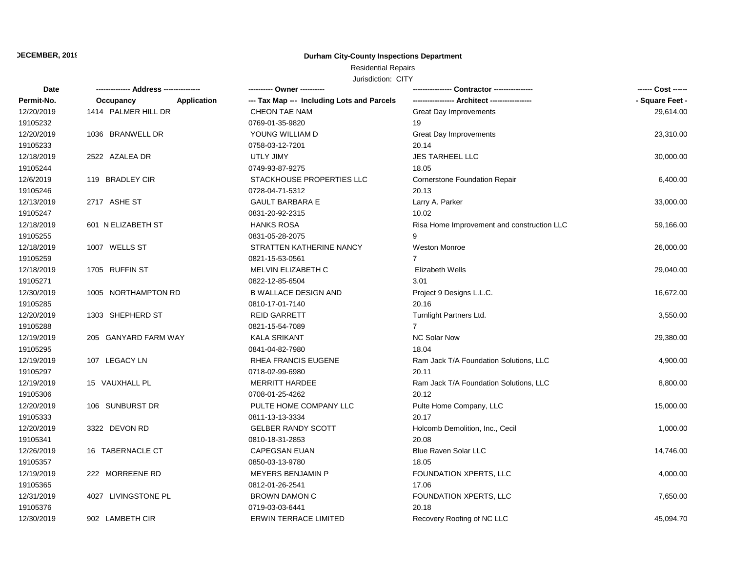DECEMBER, 2019

**Durham City-County Inspections Department**

Residential Repairs

Jurisdiction: CITY

| Date / Permit-No. | Address / Occupancy / Application | Owner / Tax Map --- Including Lots and Parcels | Contractor / Architect | Cost / Square Feet |
|---|---|---|---|---|
| 12/20/2019 | 1414 PALMER HILL DR | CHEON TAE NAM | Great Day Improvements | 29,614.00 |
| 19105232 | | 0769-01-35-9820 | 19 | |
| 12/20/2019 | 1036 BRANWELL DR | YOUNG WILLIAM D | Great Day Improvements | 23,310.00 |
| 19105233 | | 0758-03-12-7201 | 20.14 | |
| 12/18/2019 | 2522 AZALEA DR | UTLY JIMY | JES TARHEEL LLC | 30,000.00 |
| 19105244 | | 0749-93-87-9275 | 18.05 | |
| 12/6/2019 | 119 BRADLEY CIR | STACKHOUSE PROPERTIES LLC | Cornerstone Foundation Repair | 6,400.00 |
| 19105246 | | 0728-04-71-5312 | 20.13 | |
| 12/13/2019 | 2717 ASHE ST | GAULT BARBARA E | Larry A. Parker | 33,000.00 |
| 19105247 | | 0831-20-92-2315 | 10.02 | |
| 12/18/2019 | 601 N ELIZABETH ST | HANKS ROSA | Risa Home Improvement and construction LLC | 59,166.00 |
| 19105255 | | 0831-05-28-2075 | 9 | |
| 12/18/2019 | 1007 WELLS ST | STRATTEN KATHERINE NANCY | Weston Monroe | 26,000.00 |
| 19105259 | | 0821-15-53-0561 | 7 | |
| 12/18/2019 | 1705 RUFFIN ST | MELVIN ELIZABETH C | Elizabeth Wells | 29,040.00 |
| 19105271 | | 0822-12-85-6504 | 3.01 | |
| 12/30/2019 | 1005 NORTHAMPTON RD | B WALLACE DESIGN AND | Project 9 Designs L.L.C. | 16,672.00 |
| 19105285 | | 0810-17-01-7140 | 20.16 | |
| 12/20/2019 | 1303 SHEPHERD ST | REID GARRETT | Turnlight Partners Ltd. | 3,550.00 |
| 19105288 | | 0821-15-54-7089 | 7 | |
| 12/19/2019 | 205 GANYARD FARM WAY | KALA SRIKANT | NC Solar Now | 29,380.00 |
| 19105295 | | 0841-04-82-7980 | 18.04 | |
| 12/19/2019 | 107 LEGACY LN | RHEA FRANCIS EUGENE | Ram Jack T/A Foundation Solutions, LLC | 4,900.00 |
| 19105297 | | 0718-02-99-6980 | 20.11 | |
| 12/19/2019 | 15 VAUXHALL PL | MERRITT HARDEE | Ram Jack T/A Foundation Solutions, LLC | 8,800.00 |
| 19105306 | | 0708-01-25-4262 | 20.12 | |
| 12/20/2019 | 106 SUNBURST DR | PULTE HOME COMPANY LLC | Pulte Home Company, LLC | 15,000.00 |
| 19105333 | | 0811-13-13-3334 | 20.17 | |
| 12/20/2019 | 3322 DEVON RD | GELBER RANDY SCOTT | Holcomb Demolition, Inc., Cecil | 1,000.00 |
| 19105341 | | 0810-18-31-2853 | 20.08 | |
| 12/26/2019 | 16 TABERNACLE CT | CAPEGSAN EUAN | Blue Raven Solar LLC | 14,746.00 |
| 19105357 | | 0850-03-13-9780 | 18.05 | |
| 12/19/2019 | 222 MORREENE RD | MEYERS BENJAMIN P | FOUNDATION XPERTS, LLC | 4,000.00 |
| 19105365 | | 0812-01-26-2541 | 17.06 | |
| 12/31/2019 | 4027 LIVINGSTONE PL | BROWN DAMON C | FOUNDATION XPERTS, LLC | 7,650.00 |
| 19105376 | | 0719-03-03-6441 | 20.18 | |
| 12/30/2019 | 902 LAMBETH CIR | ERWIN TERRACE LIMITED | Recovery Roofing of NC LLC | 45,094.70 |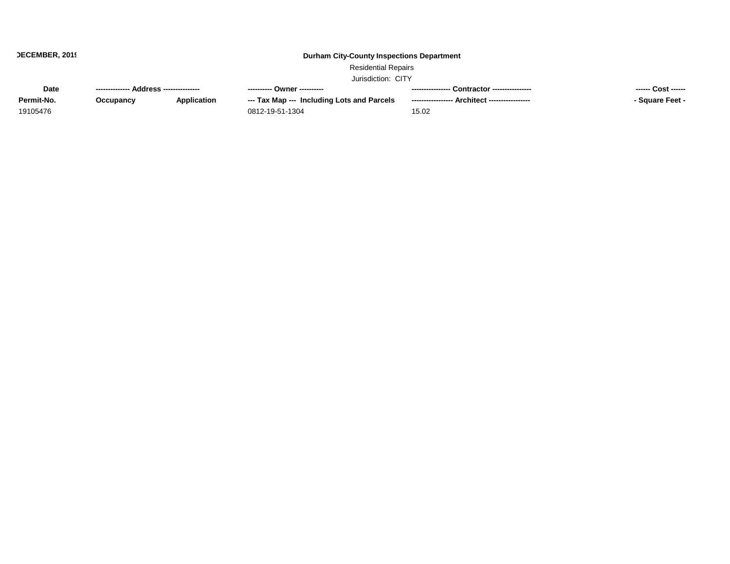DECEMBER, 2019

**Durham City-County Inspections Department**

Residential Repairs

Jurisdiction: CITY

| Date | -------------- Address -------------- | | ---------- Owner ---------- | ---------------- Contractor ---------------- | ------ Cost ------ |
|---|---|---|---|---|---|
| **Permit-No.** | **Occupancy** | **Application** | **--- Tax Map --- Including Lots and Parcels** | **----------------- Architect -----------------** | **- Square Feet -** |
| 19105476 | | | 0812-19-51-1304 | 15.02 | |